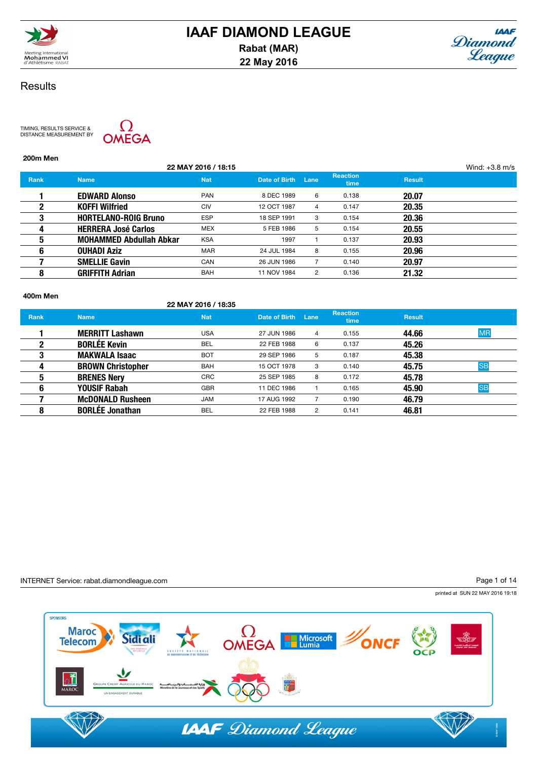# IAAF DIAMOND LEAGUE

**Rabat (MAR)**

**22 May 2016**

## Results

TIMING, RESULTS SERVICE & DISTANCE MEASUREMENT BY OMEGA

### 200m Men

22 MAY 2016 / 18:15 — Wind: +3.8 m/s

| Rank | Name | Nat | Date of Birth | Lane | Reaction time | Result | |
|---|---|---|---|---|---|---|---|
| 1 | **EDWARD Alonso** | PAN | 8 DEC 1989 | 6 | 0.138 | **20.07** | |
| 2 | **KOFFI Wilfried** | CIV | 12 OCT 1987 | 4 | 0.147 | **20.35** | |
| 3 | **HORTELANO-ROIG Bruno** | ESP | 18 SEP 1991 | 3 | 0.154 | **20.36** | |
| 4 | **HERRERA José Carlos** | MEX | 5 FEB 1986 | 5 | 0.154 | **20.55** | |
| 5 | **MOHAMMED Abdullah Abkar** | KSA | 1997 | 1 | 0.137 | **20.93** | |
| 6 | **OUHADI Aziz** | MAR | 24 JUL 1984 | 8 | 0.155 | **20.96** | |
| 7 | **SMELLIE Gavin** | CAN | 26 JUN 1986 | 7 | 0.140 | **20.97** | |
| 8 | **GRIFFITH Adrian** | BAH | 11 NOV 1984 | 2 | 0.136 | **21.32** | |

### 400m Men

22 MAY 2016 / 18:35

| Rank | Name | Nat | Date of Birth | Lane | Reaction time | Result | |
|---|---|---|---|---|---|---|---|
| 1 | **MERRITT Lashawn** | USA | 27 JUN 1986 | 4 | 0.155 | **44.66** | MR |
| 2 | **BORLÉE Kevin** | BEL | 22 FEB 1988 | 6 | 0.137 | **45.26** | |
| 3 | **MAKWALA Isaac** | BOT | 29 SEP 1986 | 5 | 0.187 | **45.38** | |
| 4 | **BROWN Christopher** | BAH | 15 OCT 1978 | 3 | 0.140 | **45.75** | SB |
| 5 | **BRENES Nery** | CRC | 25 SEP 1985 | 8 | 0.172 | **45.78** | |
| 6 | **YOUSIF Rabah** | GBR | 11 DEC 1986 | 1 | 0.165 | **45.90** | SB |
| 7 | **McDONALD Rusheen** | JAM | 17 AUG 1992 | 7 | 0.190 | **46.79** | |
| 8 | **BORLÉE Jonathan** | BEL | 22 FEB 1988 | 2 | 0.141 | **46.81** | |

INTERNET Service: rabat.diamondleague.com

printed at SUN 22 MAY 2016 19:18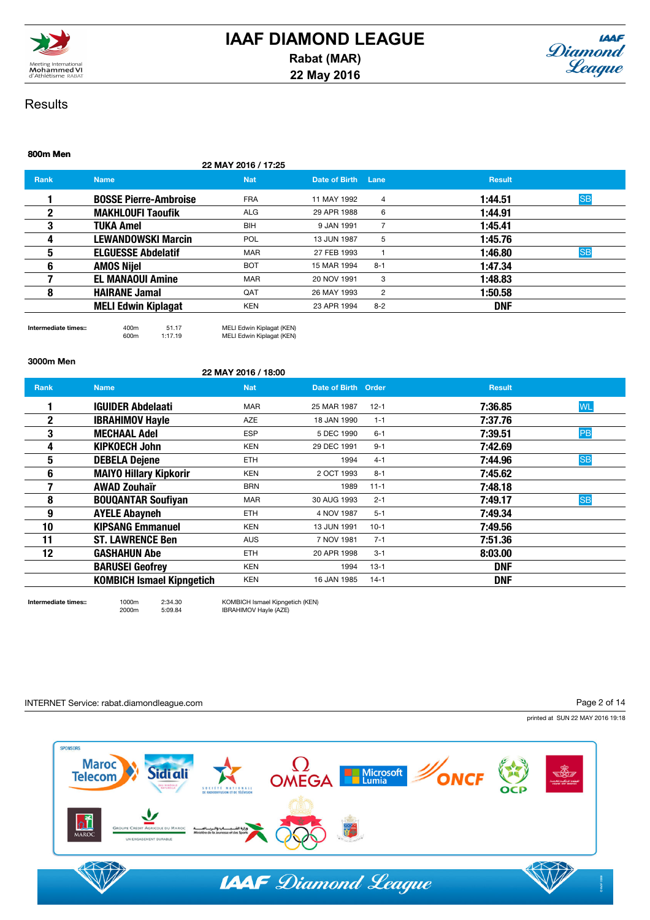# IAAF DIAMOND LEAGUE

**Rabat (MAR)**

**22 May 2016**

## Results

### 800m Men

22 MAY 2016 / 17:25

| Rank | Name | Nat | Date of Birth | Lane | Result | |
|---|---|---|---|---|---|---|
| 1 | BOSSE Pierre-Ambroise | FRA | 11 MAY 1992 | 4 | 1:44.51 | SB |
| 2 | MAKHLOUFI Taoufik | ALG | 29 APR 1988 | 6 | 1:44.91 | |
| 3 | TUKA Amel | BIH | 9 JAN 1991 | 7 | 1:45.41 | |
| 4 | LEWANDOWSKI Marcin | POL | 13 JUN 1987 | 5 | 1:45.76 | |
| 5 | ELGUESSE Abdelatif | MAR | 27 FEB 1993 | 1 | 1:46.80 | SB |
| 6 | AMOS Nijel | BOT | 15 MAR 1994 | 8-1 | 1:47.34 | |
| 7 | EL MANAOUI Amine | MAR | 20 NOV 1991 | 3 | 1:48.83 | |
| 8 | HAIRANE Jamal | QAT | 26 MAY 1993 | 2 | 1:50.58 | |
| | MELI Edwin Kiplagat | KEN | 23 APR 1994 | 8-2 | DNF | |

Intermediate times::

| | | |
|---|---|---|
| 400m | 51.17 | MELI Edwin Kiplagat (KEN) |
| 600m | 1:17.19 | MELI Edwin Kiplagat (KEN) |

### 3000m Men

22 MAY 2016 / 18:00

| Rank | Name | Nat | Date of Birth | Order | Result | |
|---|---|---|---|---|---|---|
| 1 | IGUIDER Abdelaati | MAR | 25 MAR 1987 | 12-1 | 7:36.85 | WL |
| 2 | IBRAHIMOV Hayle | AZE | 18 JAN 1990 | 1-1 | 7:37.76 | |
| 3 | MECHAAL Adel | ESP | 5 DEC 1990 | 6-1 | 7:39.51 | PB |
| 4 | KIPKOECH John | KEN | 29 DEC 1991 | 9-1 | 7:42.69 | |
| 5 | DEBELA Dejene | ETH | 1994 | 4-1 | 7:44.96 | SB |
| 6 | MAIYO Hillary Kipkorir | KEN | 2 OCT 1993 | 8-1 | 7:45.62 | |
| 7 | AWAD Zouhaïr | BRN | 1989 | 11-1 | 7:48.18 | |
| 8 | BOUQANTAR Soufiyan | MAR | 30 AUG 1993 | 2-1 | 7:49.17 | SB |
| 9 | AYELE Abayneh | ETH | 4 NOV 1987 | 5-1 | 7:49.34 | |
| 10 | KIPSANG Emmanuel | KEN | 13 JUN 1991 | 10-1 | 7:49.56 | |
| 11 | ST. LAWRENCE Ben | AUS | 7 NOV 1981 | 7-1 | 7:51.36 | |
| 12 | GASHAHUN Abe | ETH | 20 APR 1998 | 3-1 | 8:03.00 | |
| | BARUSEI Geofrey | KEN | 1994 | 13-1 | DNF | |
| | KOMBICH Ismael Kipngetich | KEN | 16 JAN 1985 | 14-1 | DNF | |

Intermediate times::

| | | |
|---|---|---|
| 1000m | 2:34.30 | KOMBICH Ismael Kipngetich (KEN) |
| 2000m | 5:09.84 | IBRAHIMOV Hayle (AZE) |

INTERNET Service: rabat.diamondleague.com

printed at SUN 22 MAY 2016 19:18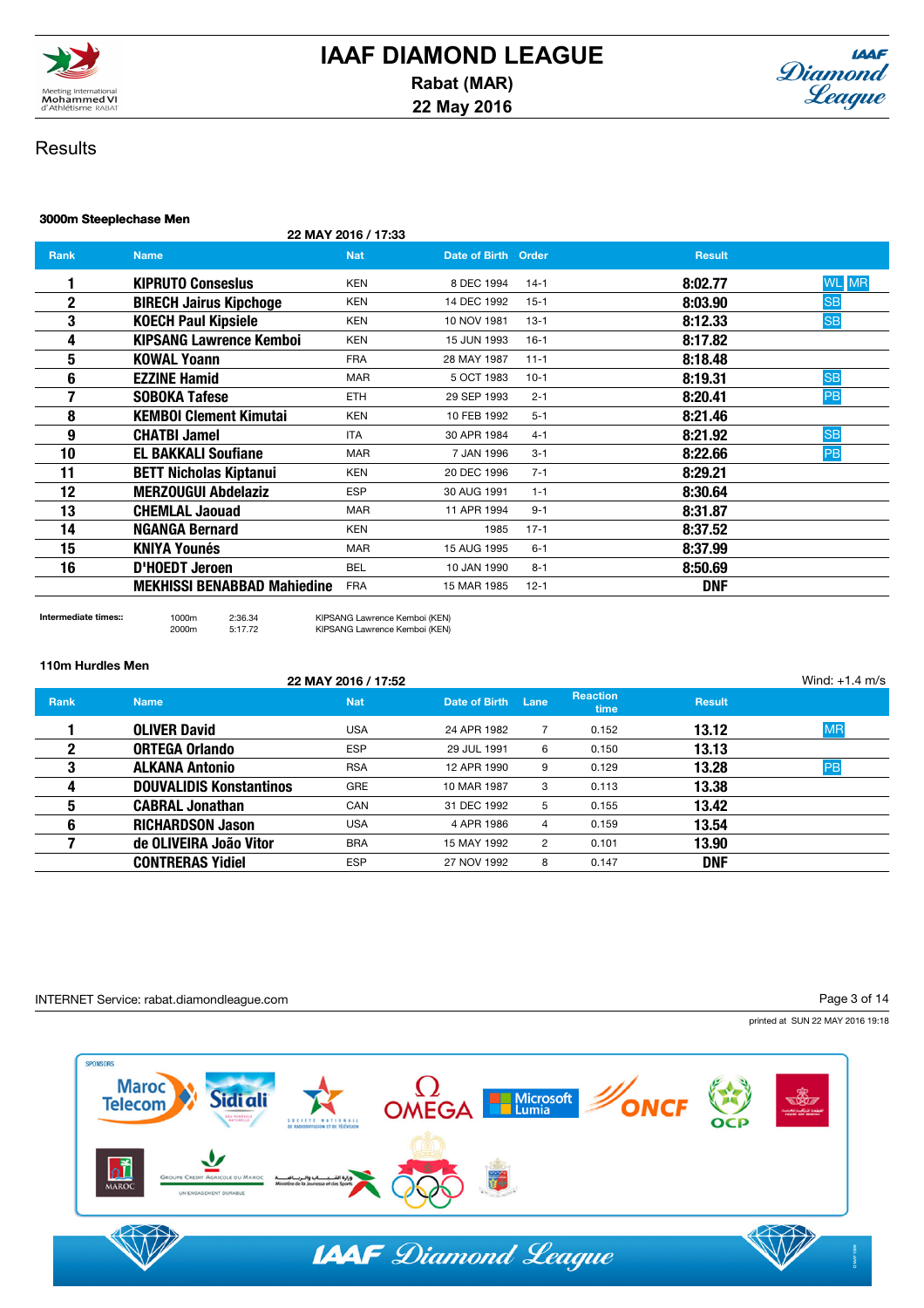# IAAF DIAMOND LEAGUE

**Rabat (MAR)**
**22 May 2016**

## Results

### 3000m Steeplechase Men

22 MAY 2016 / 17:33

| Rank | Name | Nat | Date of Birth | Order | Result | |
|---|---|---|---|---|---|---|
| 1 | **KIPRUTO Conseslus** | KEN | 8 DEC 1994 | 14-1 | **8:02.77** | WL MR |
| 2 | **BIRECH Jairus Kipchoge** | KEN | 14 DEC 1992 | 15-1 | **8:03.90** | SB |
| 3 | **KOECH Paul Kipsiele** | KEN | 10 NOV 1981 | 13-1 | **8:12.33** | SB |
| 4 | **KIPSANG Lawrence Kemboi** | KEN | 15 JUN 1993 | 16-1 | **8:17.82** | |
| 5 | **KOWAL Yoann** | FRA | 28 MAY 1987 | 11-1 | **8:18.48** | |
| 6 | **EZZINE Hamid** | MAR | 5 OCT 1983 | 10-1 | **8:19.31** | SB |
| 7 | **SOBOKA Tafese** | ETH | 29 SEP 1993 | 2-1 | **8:20.41** | PB |
| 8 | **KEMBOI Clement Kimutai** | KEN | 10 FEB 1992 | 5-1 | **8:21.46** | |
| 9 | **CHATBI Jamel** | ITA | 30 APR 1984 | 4-1 | **8:21.92** | SB |
| 10 | **EL BAKKALI Soufiane** | MAR | 7 JAN 1996 | 3-1 | **8:22.66** | PB |
| 11 | **BETT Nicholas Kiptanui** | KEN | 20 DEC 1996 | 7-1 | **8:29.21** | |
| 12 | **MERZOUGUI Abdelaziz** | ESP | 30 AUG 1991 | 1-1 | **8:30.64** | |
| 13 | **CHEMLAL Jaouad** | MAR | 11 APR 1994 | 9-1 | **8:31.87** | |
| 14 | **NGANGA Bernard** | KEN | 1985 | 17-1 | **8:37.52** | |
| 15 | **KNIYA Younés** | MAR | 15 AUG 1995 | 6-1 | **8:37.99** | |
| 16 | **D'HOEDT Jeroen** | BEL | 10 JAN 1990 | 8-1 | **8:50.69** | |
| | **MEKHISSI BENABBAD Mahiedine** | FRA | 15 MAR 1985 | 12-1 | **DNF** | |

**Intermediate times::**

| Distance | Time | Leader |
|---|---|---|
| 1000m | 2:36.34 | KIPSANG Lawrence Kemboi (KEN) |
| 2000m | 5:17.72 | KIPSANG Lawrence Kemboi (KEN) |

### 110m Hurdles Men

22 MAY 2016 / 17:52 — Wind: +1.4 m/s

| Rank | Name | Nat | Date of Birth | Lane | Reaction time | Result | |
|---|---|---|---|---|---|---|---|
| 1 | **OLIVER David** | USA | 24 APR 1982 | 7 | 0.152 | **13.12** | MR |
| 2 | **ORTEGA Orlando** | ESP | 29 JUL 1991 | 6 | 0.150 | **13.13** | |
| 3 | **ALKANA Antonio** | RSA | 12 APR 1990 | 9 | 0.129 | **13.28** | PB |
| 4 | **DOUVALIDIS Konstantinos** | GRE | 10 MAR 1987 | 3 | 0.113 | **13.38** | |
| 5 | **CABRAL Jonathan** | CAN | 31 DEC 1992 | 5 | 0.155 | **13.42** | |
| 6 | **RICHARDSON Jason** | USA | 4 APR 1986 | 4 | 0.159 | **13.54** | |
| 7 | **de OLIVEIRA João Vitor** | BRA | 15 MAY 1992 | 2 | 0.101 | **13.90** | |
| | **CONTRERAS Yidiel** | ESP | 27 NOV 1992 | 8 | 0.147 | **DNF** | |

INTERNET Service: rabat.diamondleague.com

printed at SUN 22 MAY 2016 19:18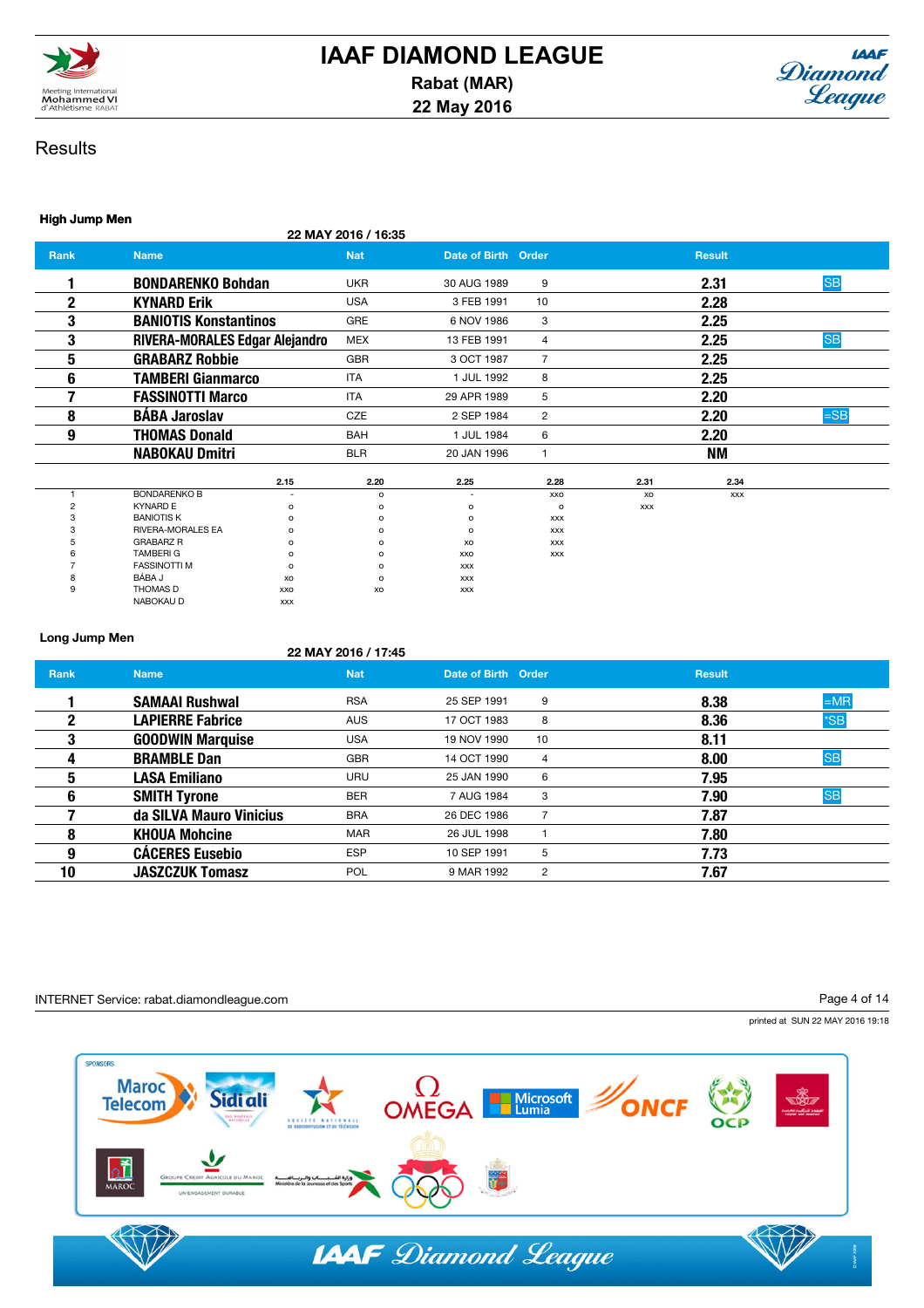# IAAF DIAMOND LEAGUE

**Rabat (MAR)**

**22 May 2016**

## Results

### High Jump Men

22 MAY 2016 / 16:35

| Rank | Name | Nat | Date of Birth | Order | Result | |
|---|---|---|---|---|---|---|
| 1 | **BONDARENKO Bohdan** | UKR | 30 AUG 1989 | 9 | **2.31** | SB |
| 2 | **KYNARD Erik** | USA | 3 FEB 1991 | 10 | **2.28** | |
| 3 | **BANIOTIS Konstantinos** | GRE | 6 NOV 1986 | 3 | **2.25** | |
| 3 | **RIVERA-MORALES Edgar Alejandro** | MEX | 13 FEB 1991 | 4 | **2.25** | SB |
| 5 | **GRABARZ Robbie** | GBR | 3 OCT 1987 | 7 | **2.25** | |
| 6 | **TAMBERI Gianmarco** | ITA | 1 JUL 1992 | 8 | **2.25** | |
| 7 | **FASSINOTTI Marco** | ITA | 29 APR 1989 | 5 | **2.20** | |
| 8 | **BÁBA Jaroslav** | CZE | 2 SEP 1984 | 2 | **2.20** | =SB |
| 9 | **THOMAS Donald** | BAH | 1 JUL 1984 | 6 | **2.20** | |
| | **NABOKAU Dmitri** | BLR | 20 JAN 1996 | 1 | **NM** | |

| | | 2.15 | 2.20 | 2.25 | 2.28 | 2.31 | 2.34 |
|---|---|---|---|---|---|---|---|
| 1 | BONDARENKO B | - | o | - | xxo | xo | xxx |
| 2 | KYNARD E | o | o | o | o | xxx | |
| 3 | BANIOTIS K | o | o | o | xxx | | |
| 3 | RIVERA-MORALES EA | o | o | o | xxx | | |
| 5 | GRABARZ R | o | o | xo | xxx | | |
| 6 | TAMBERI G | o | o | xxo | xxx | | |
| 7 | FASSINOTTI M | o | o | xxx | | | |
| 8 | BÁBA J | xo | o | xxx | | | |
| 9 | THOMAS D | xxo | xo | xxx | | | |
| | NABOKAU D | xxx | | | | | |

### Long Jump Men

22 MAY 2016 / 17:45

| Rank | Name | Nat | Date of Birth | Order | Result | |
|---|---|---|---|---|---|---|
| 1 | **SAMAAI Rushwal** | RSA | 25 SEP 1991 | 9 | **8.38** | =MR |
| 2 | **LAPIERRE Fabrice** | AUS | 17 OCT 1983 | 8 | **8.36** | *SB |
| 3 | **GOODWIN Marquise** | USA | 19 NOV 1990 | 10 | **8.11** | |
| 4 | **BRAMBLE Dan** | GBR | 14 OCT 1990 | 4 | **8.00** | SB |
| 5 | **LASA Emiliano** | URU | 25 JAN 1990 | 6 | **7.95** | |
| 6 | **SMITH Tyrone** | BER | 7 AUG 1984 | 3 | **7.90** | SB |
| 7 | **da SILVA Mauro Vinicius** | BRA | 26 DEC 1986 | 7 | **7.87** | |
| 8 | **KHOUA Mohcine** | MAR | 26 JUL 1998 | 1 | **7.80** | |
| 9 | **CÁCERES Eusebio** | ESP | 10 SEP 1991 | 5 | **7.73** | |
| 10 | **JASZCZUK Tomasz** | POL | 9 MAR 1992 | 2 | **7.67** | |

INTERNET Service: rabat.diamondleague.com

printed at SUN 22 MAY 2016 19:18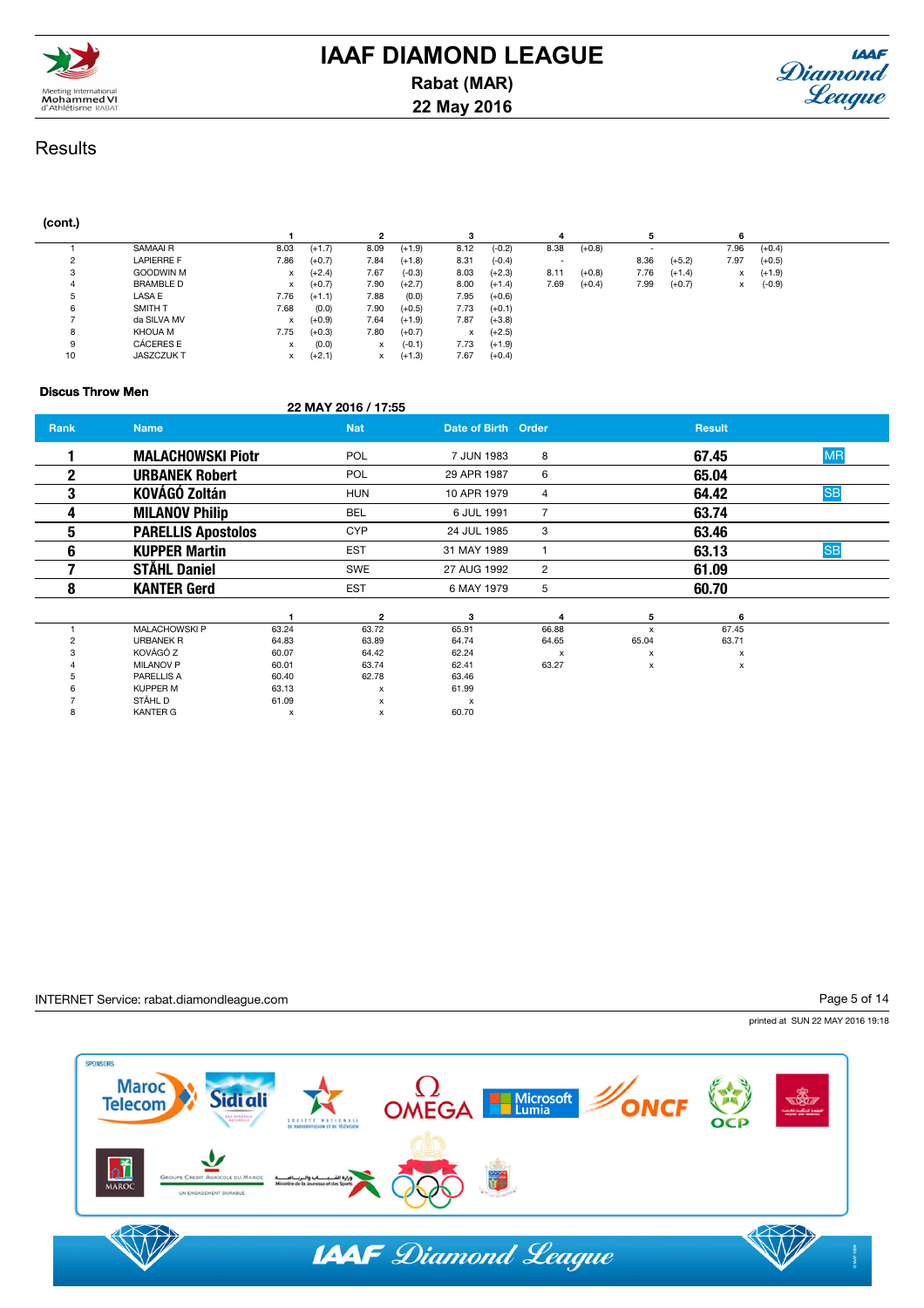## Results

**(cont.)**

| | | 1 | | 2 | | 3 | | 4 | | 5 | | 6 | |
|---|---|---|---|---|---|---|---|---|---|---|---|---|---|
| 1 | SAMAAI R | 8.03 | (+1.7) | 8.09 | (+1.9) | 8.12 | (-0.2) | 8.38 | (+0.8) | - | | 7.96 | (+0.4) |
| 2 | LAPIERRE F | 7.86 | (+0.7) | 7.84 | (+1.8) | 8.31 | (-0.4) | - | | 8.36 | (+5.2) | 7.97 | (+0.5) |
| 3 | GOODWIN M | x | (+2.4) | 7.67 | (-0.3) | 8.03 | (+2.3) | 8.11 | (+0.8) | 7.76 | (+1.4) | x | (+1.9) |
| 4 | BRAMBLE D | x | (+0.7) | 7.90 | (+2.7) | 8.00 | (+1.4) | 7.69 | (+0.4) | 7.99 | (+0.7) | x | (-0.9) |
| 5 | LASA E | 7.76 | (+1.1) | 7.88 | (0.0) | 7.95 | (+0.6) | | | | | | |
| 6 | SMITH T | 7.68 | (0.0) | 7.90 | (+0.5) | 7.73 | (+0.1) | | | | | | |
| 7 | da SILVA MV | x | (+0.9) | 7.64 | (+1.9) | 7.87 | (+3.8) | | | | | | |
| 8 | KHOUA M | 7.75 | (+0.3) | 7.80 | (+0.7) | x | (+2.5) | | | | | | |
| 9 | CÁCERES E | x | (0.0) | x | (-0.1) | 7.73 | (+1.9) | | | | | | |
| 10 | JASZCZUK T | x | (+2.1) | x | (+1.3) | 7.67 | (+0.4) | | | | | | |

### Discus Throw Men

22 MAY 2016 / 17:55

| Rank | Name | Nat | Date of Birth | Order | Result | |
|---|---|---|---|---|---|---|
| 1 | **MALACHOWSKI Piotr** | POL | 7 JUN 1983 | 8 | **67.45** | MR |
| 2 | **URBANEK Robert** | POL | 29 APR 1987 | 6 | **65.04** | |
| 3 | **KOVÁGÓ Zoltán** | HUN | 10 APR 1979 | 4 | **64.42** | SB |
| 4 | **MILANOV Philip** | BEL | 6 JUL 1991 | 7 | **63.74** | |
| 5 | **PARELLIS Apostolos** | CYP | 24 JUL 1985 | 3 | **63.46** | |
| 6 | **KUPPER Martin** | EST | 31 MAY 1989 | 1 | **63.13** | SB |
| 7 | **STÅHL Daniel** | SWE | 27 AUG 1992 | 2 | **61.09** | |
| 8 | **KANTER Gerd** | EST | 6 MAY 1979 | 5 | **60.70** | |

| | | 1 | 2 | 3 | 4 | 5 | 6 |
|---|---|---|---|---|---|---|---|
| 1 | MALACHOWSKI P | 63.24 | 63.72 | 65.91 | 66.88 | x | 67.45 |
| 2 | URBANEK R | 64.83 | 63.89 | 64.74 | 64.65 | 65.04 | 63.71 |
| 3 | KOVÁGÓ Z | 60.07 | 64.42 | 62.24 | x | x | x |
| 4 | MILANOV P | 60.01 | 63.74 | 62.41 | 63.27 | x | x |
| 5 | PARELLIS A | 60.40 | 62.78 | 63.46 | | | |
| 6 | KUPPER M | 63.13 | x | 61.99 | | | |
| 7 | STÅHL D | 61.09 | x | x | | | |
| 8 | KANTER G | x | x | 60.70 | | | |

INTERNET Service: rabat.diamondleague.com

printed at SUN 22 MAY 2016 19:18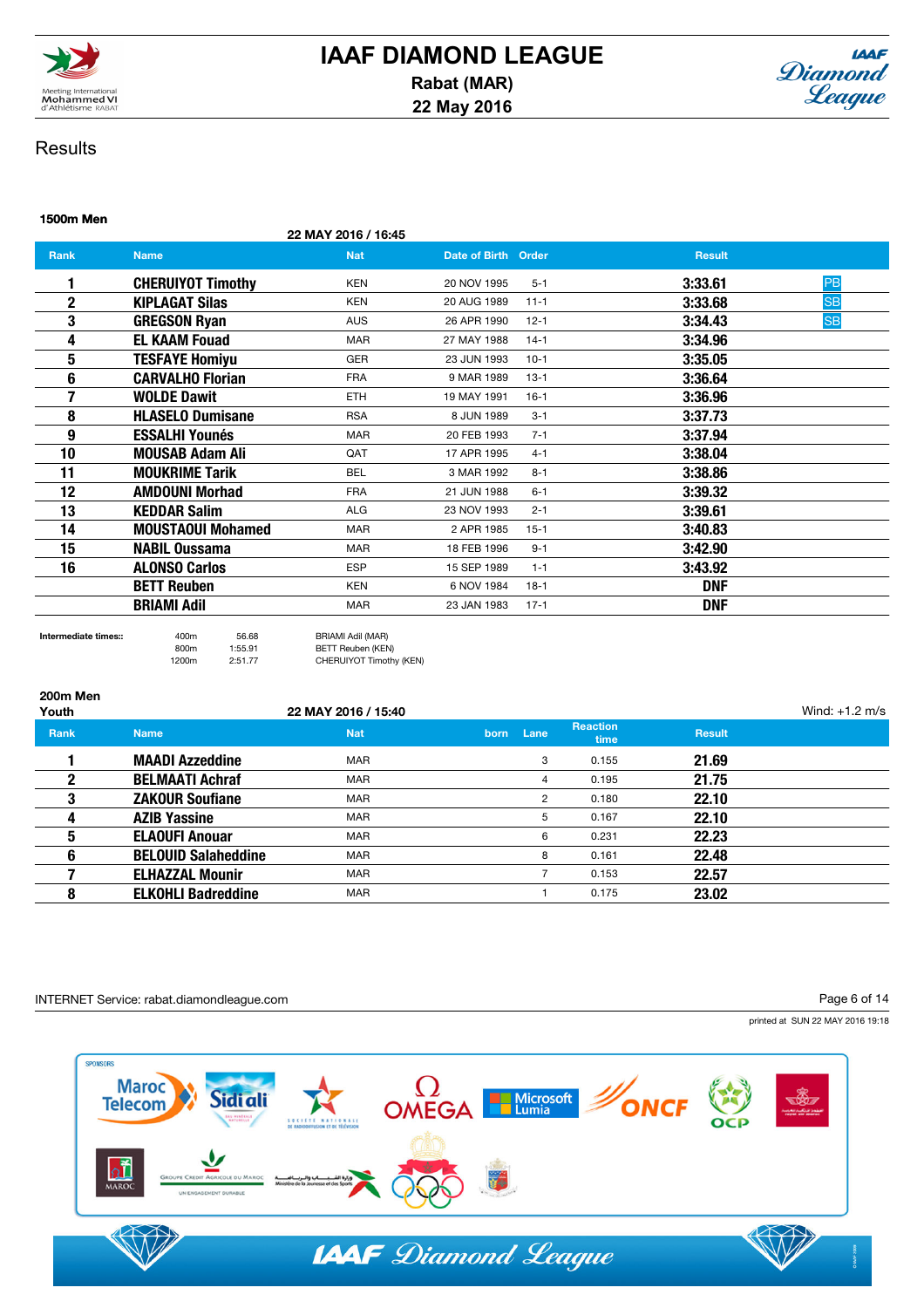## Results

### 1500m Men

22 MAY 2016 / 16:45

| Rank | Name | Nat | Date of Birth | Order | Result | |
|---|---|---|---|---|---|---|
| 1 | CHERUIYOT Timothy | KEN | 20 NOV 1995 | 5-1 | 3:33.61 | PB |
| 2 | KIPLAGAT Silas | KEN | 20 AUG 1989 | 11-1 | 3:33.68 | SB |
| 3 | GREGSON Ryan | AUS | 26 APR 1990 | 12-1 | 3:34.43 | SB |
| 4 | EL KAAM Fouad | MAR | 27 MAY 1988 | 14-1 | 3:34.96 | |
| 5 | TESFAYE Homiyu | GER | 23 JUN 1993 | 10-1 | 3:35.05 | |
| 6 | CARVALHO Florian | FRA | 9 MAR 1989 | 13-1 | 3:36.64 | |
| 7 | WOLDE Dawit | ETH | 19 MAY 1991 | 16-1 | 3:36.96 | |
| 8 | HLASELO Dumisane | RSA | 8 JUN 1989 | 3-1 | 3:37.73 | |
| 9 | ESSALHI Younés | MAR | 20 FEB 1993 | 7-1 | 3:37.94 | |
| 10 | MOUSAB Adam Ali | QAT | 17 APR 1995 | 4-1 | 3:38.04 | |
| 11 | MOUKRIME Tarik | BEL | 3 MAR 1992 | 8-1 | 3:38.86 | |
| 12 | AMDOUNI Morhad | FRA | 21 JUN 1988 | 6-1 | 3:39.32 | |
| 13 | KEDDAR Salim | ALG | 23 NOV 1993 | 2-1 | 3:39.61 | |
| 14 | MOUSTAOUI Mohamed | MAR | 2 APR 1985 | 15-1 | 3:40.83 | |
| 15 | NABIL Oussama | MAR | 18 FEB 1996 | 9-1 | 3:42.90 | |
| 16 | ALONSO Carlos | ESP | 15 SEP 1989 | 1-1 | 3:43.92 | |
| | BETT Reuben | KEN | 6 NOV 1984 | 18-1 | DNF | |
| | BRIAMI Adil | MAR | 23 JAN 1983 | 17-1 | DNF | |

Intermediate times::

| | | |
|---|---|---|
| 400m | 56.68 | BRIAMI Adil (MAR) |
| 800m | 1:55.91 | BETT Reuben (KEN) |
| 1200m | 2:51.77 | CHERUIYOT Timothy (KEN) |

### 200m Men Youth

22 MAY 2016 / 15:40

Wind: +1.2 m/s

| Rank | Name | Nat | born | Lane | Reaction time | Result |
|---|---|---|---|---|---|---|
| 1 | MAADI Azzeddine | MAR | | 3 | 0.155 | 21.69 |
| 2 | BELMAATI Achraf | MAR | | 4 | 0.195 | 21.75 |
| 3 | ZAKOUR Soufiane | MAR | | 2 | 0.180 | 22.10 |
| 4 | AZIB Yassine | MAR | | 5 | 0.167 | 22.10 |
| 5 | ELAOUFI Anouar | MAR | | 6 | 0.231 | 22.23 |
| 6 | BELOUID Salaheddine | MAR | | 8 | 0.161 | 22.48 |
| 7 | ELHAZZAL Mounir | MAR | | 7 | 0.153 | 22.57 |
| 8 | ELKOHLI Badreddine | MAR | | 1 | 0.175 | 23.02 |

INTERNET Service: rabat.diamondleague.com

printed at SUN 22 MAY 2016 19:18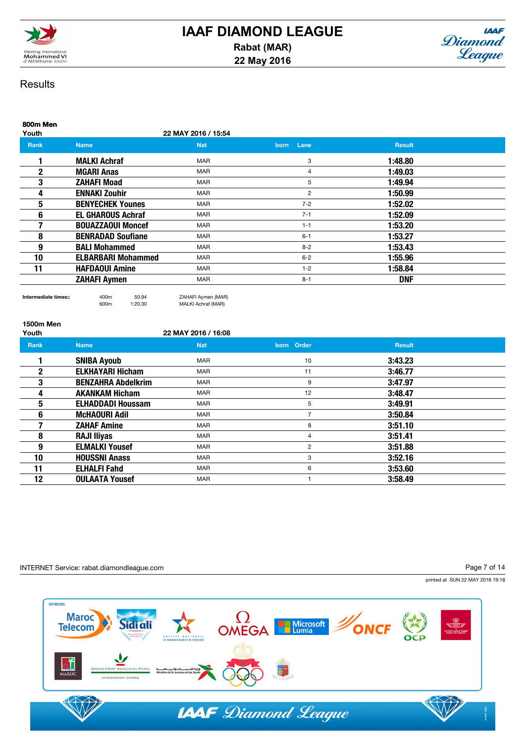# IAAF DIAMOND LEAGUE

**Rabat (MAR)**

**22 May 2016**

## Results

### 800m Men

Youth — 22 MAY 2016 / 15:54

| Rank | Name | Nat | born | Lane | Result |
|---|---|---|---|---|---|
| 1 | MALKI Achraf | MAR | | 3 | 1:48.80 |
| 2 | MGARI Anas | MAR | | 4 | 1:49.03 |
| 3 | ZAHAFI Moad | MAR | | 5 | 1:49.94 |
| 4 | ENNAKI Zouhir | MAR | | 2 | 1:50.99 |
| 5 | BENYECHEK Younes | MAR | | 7-2 | 1:52.02 |
| 6 | EL GHAROUS Achraf | MAR | | 7-1 | 1:52.09 |
| 7 | BOUAZZAOUI Moncef | MAR | | 1-1 | 1:53.20 |
| 8 | BENRADAD Soufiane | MAR | | 6-1 | 1:53.27 |
| 9 | BALI Mohammed | MAR | | 8-2 | 1:53.43 |
| 10 | ELBARBARI Mohammed | MAR | | 6-2 | 1:55.96 |
| 11 | HAFDAOUI Amine | MAR | | 1-2 | 1:58.84 |
| | ZAHAFI Aymen | MAR | | 8-1 | DNF |

Intermediate times::

| | | |
|---|---|---|
| 400m | 50.94 | ZAHAFI Aymen (MAR) |
| 600m | 1:20.30 | MALKI Achraf (MAR) |

### 1500m Men

Youth — 22 MAY 2016 / 16:08

| Rank | Name | Nat | born | Order | Result |
|---|---|---|---|---|---|
| 1 | SNIBA Ayoub | MAR | | 10 | 3:43.23 |
| 2 | ELKHAYARI Hicham | MAR | | 11 | 3:46.77 |
| 3 | BENZAHRA Abdelkrim | MAR | | 9 | 3:47.97 |
| 4 | AKANKAM Hicham | MAR | | 12 | 3:48.47 |
| 5 | ELHADDADI Houssam | MAR | | 5 | 3:49.91 |
| 6 | McHAOURI Adil | MAR | | 7 | 3:50.84 |
| 7 | ZAHAF Amine | MAR | | 8 | 3:51.10 |
| 8 | RAJI Iliyas | MAR | | 4 | 3:51.41 |
| 9 | ELMALKI Yousef | MAR | | 2 | 3:51.88 |
| 10 | HOUSSNI Anass | MAR | | 3 | 3:52.16 |
| 11 | ELHALFI Fahd | MAR | | 6 | 3:53.60 |
| 12 | OULAATA Yousef | MAR | | 1 | 3:58.49 |

INTERNET Service: rabat.diamondleague.com

printed at SUN 22 MAY 2016 19:18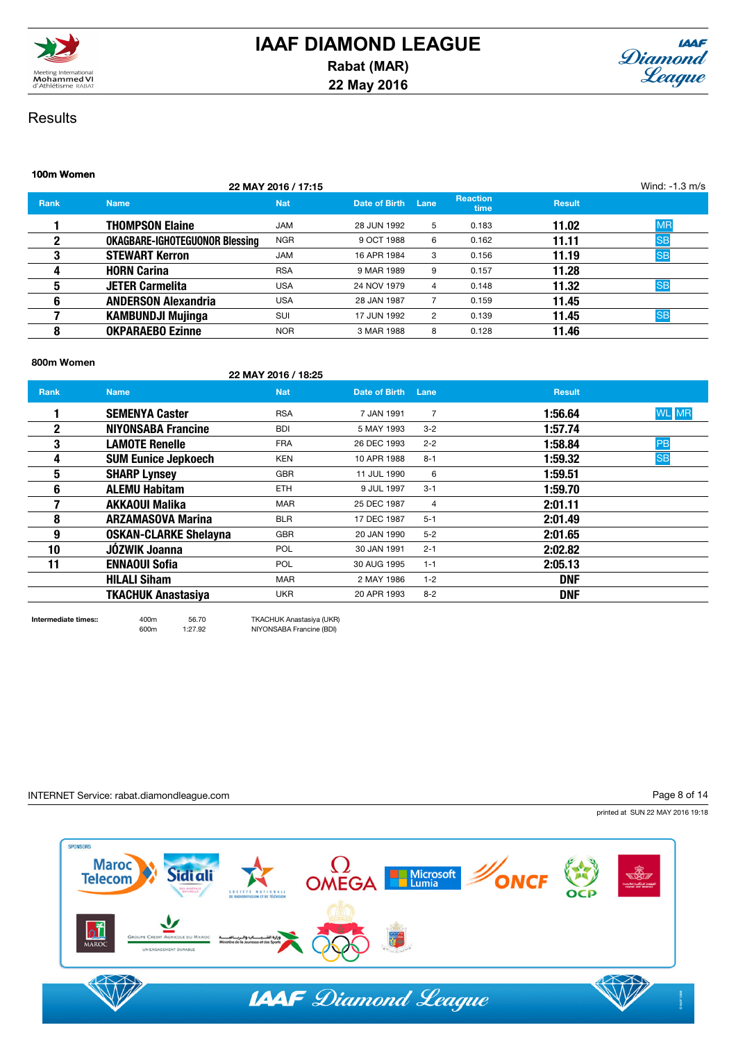# IAAF DIAMOND LEAGUE

**Rabat (MAR)**

**22 May 2016**

## Results

### 100m Women

22 MAY 2016 / 17:15 — Wind: -1.3 m/s

| Rank | Name | Nat | Date of Birth | Lane | Reaction time | Result | |
|---|---|---|---|---|---|---|---|
| 1 | THOMPSON Elaine | JAM | 28 JUN 1992 | 5 | 0.183 | 11.02 | MR |
| 2 | OKAGBARE-IGHOTEGUONOR Blessing | NGR | 9 OCT 1988 | 6 | 0.162 | 11.11 | SB |
| 3 | STEWART Kerron | JAM | 16 APR 1984 | 3 | 0.156 | 11.19 | SB |
| 4 | HORN Carina | RSA | 9 MAR 1989 | 9 | 0.157 | 11.28 | |
| 5 | JETER Carmelita | USA | 24 NOV 1979 | 4 | 0.148 | 11.32 | SB |
| 6 | ANDERSON Alexandria | USA | 28 JAN 1987 | 7 | 0.159 | 11.45 | |
| 7 | KAMBUNDJI Mujinga | SUI | 17 JUN 1992 | 2 | 0.139 | 11.45 | SB |
| 8 | OKPARAEBO Ezinne | NOR | 3 MAR 1988 | 8 | 0.128 | 11.46 | |

### 800m Women

22 MAY 2016 / 18:25

| Rank | Name | Nat | Date of Birth | Lane | Result | |
|---|---|---|---|---|---|---|
| 1 | SEMENYA Caster | RSA | 7 JAN 1991 | 7 | 1:56.64 | WL MR |
| 2 | NIYONSABA Francine | BDI | 5 MAY 1993 | 3-2 | 1:57.74 | |
| 3 | LAMOTE Renelle | FRA | 26 DEC 1993 | 2-2 | 1:58.84 | PB |
| 4 | SUM Eunice Jepkoech | KEN | 10 APR 1988 | 8-1 | 1:59.32 | SB |
| 5 | SHARP Lynsey | GBR | 11 JUL 1990 | 6 | 1:59.51 | |
| 6 | ALEMU Habitam | ETH | 9 JUL 1997 | 3-1 | 1:59.70 | |
| 7 | AKKAOUI Malika | MAR | 25 DEC 1987 | 4 | 2:01.11 | |
| 8 | ARZAMASOVA Marina | BLR | 17 DEC 1987 | 5-1 | 2:01.49 | |
| 9 | OSKAN-CLARKE Shelayna | GBR | 20 JAN 1990 | 5-2 | 2:01.65 | |
| 10 | JÓZWIK Joanna | POL | 30 JAN 1991 | 2-1 | 2:02.82 | |
| 11 | ENNAOUI Sofia | POL | 30 AUG 1995 | 1-1 | 2:05.13 | |
| | HILALI Siham | MAR | 2 MAY 1986 | 1-2 | DNF | |
| | TKACHUK Anastasiya | UKR | 20 APR 1993 | 8-2 | DNF | |

**Intermediate times::**

| | | |
|---|---|---|
| 400m | 56.70 | TKACHUK Anastasiya (UKR) |
| 600m | 1:27.92 | NIYONSABA Francine (BDI) |

INTERNET Service: rabat.diamondleague.com

printed at SUN 22 MAY 2016 19:18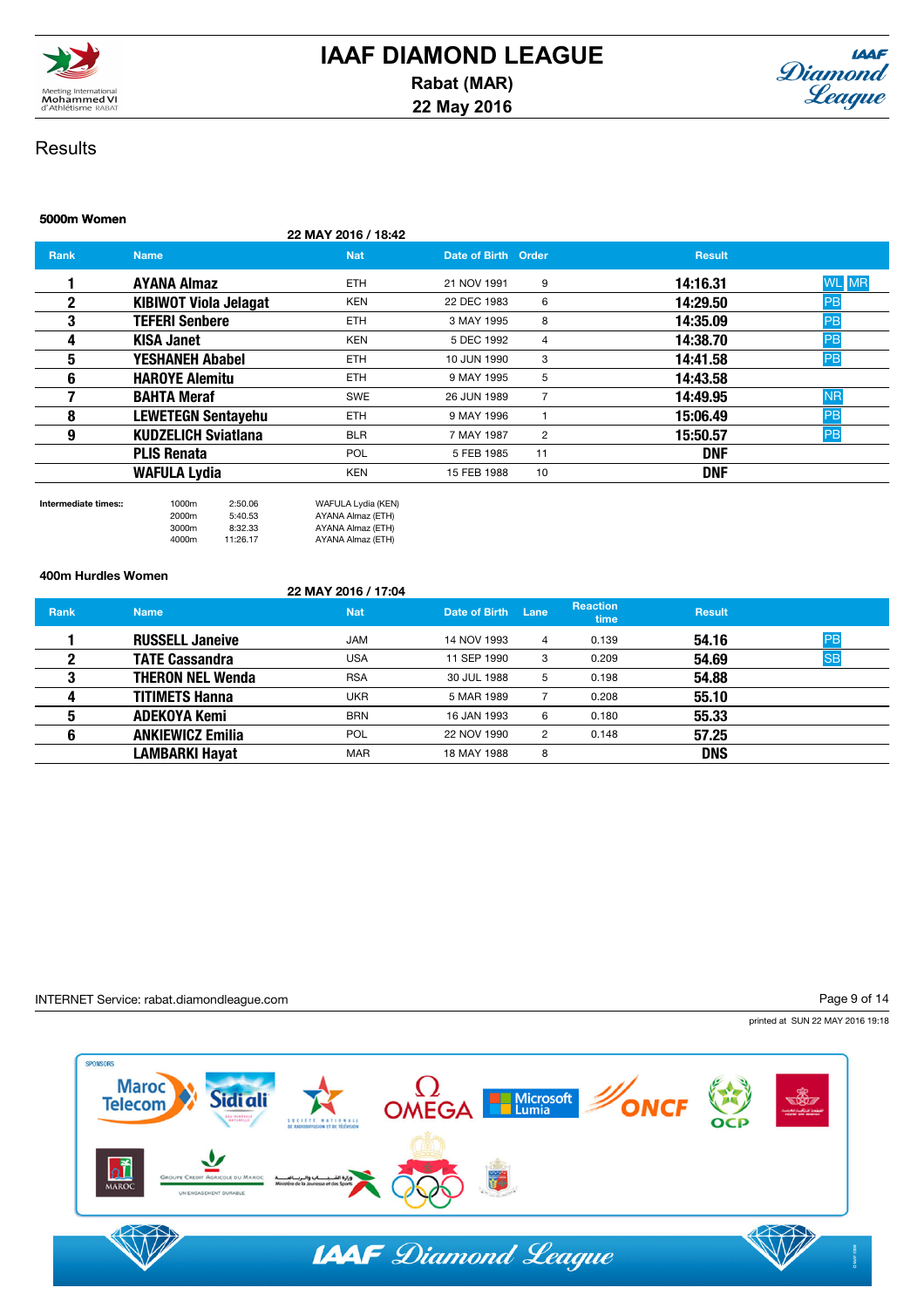# IAAF DIAMOND LEAGUE

**Rabat (MAR)**

**22 May 2016**

## Results

### 5000m Women

22 MAY 2016 / 18:42

| Rank | Name | Nat | Date of Birth | Order | Result | |
|---|---|---|---|---|---|---|
| 1 | AYANA Almaz | ETH | 21 NOV 1991 | 9 | 14:16.31 | WL MR |
| 2 | KIBIWOT Viola Jelagat | KEN | 22 DEC 1983 | 6 | 14:29.50 | PB |
| 3 | TEFERI Senbere | ETH | 3 MAY 1995 | 8 | 14:35.09 | PB |
| 4 | KISA Janet | KEN | 5 DEC 1992 | 4 | 14:38.70 | PB |
| 5 | YESHANEH Ababel | ETH | 10 JUN 1990 | 3 | 14:41.58 | PB |
| 6 | HAROYE Alemitu | ETH | 9 MAY 1995 | 5 | 14:43.58 | |
| 7 | BAHTA Meraf | SWE | 26 JUN 1989 | 7 | 14:49.95 | NR |
| 8 | LEWETEGN Sentayehu | ETH | 9 MAY 1996 | 1 | 15:06.49 | PB |
| 9 | KUDZELICH Sviatlana | BLR | 7 MAY 1987 | 2 | 15:50.57 | PB |
| | PLIS Renata | POL | 5 FEB 1985 | 11 | DNF | |
| | WAFULA Lydia | KEN | 15 FEB 1988 | 10 | DNF | |

Intermediate times::

| | | |
|---|---|---|
| 1000m | 2:50.06 | WAFULA Lydia (KEN) |
| 2000m | 5:40.53 | AYANA Almaz (ETH) |
| 3000m | 8:32.33 | AYANA Almaz (ETH) |
| 4000m | 11:26.17 | AYANA Almaz (ETH) |

### 400m Hurdles Women

22 MAY 2016 / 17:04

| Rank | Name | Nat | Date of Birth | Lane | Reaction time | Result | |
|---|---|---|---|---|---|---|---|
| 1 | RUSSELL Janeive | JAM | 14 NOV 1993 | 4 | 0.139 | 54.16 | PB |
| 2 | TATE Cassandra | USA | 11 SEP 1990 | 3 | 0.209 | 54.69 | SB |
| 3 | THERON NEL Wenda | RSA | 30 JUL 1988 | 5 | 0.198 | 54.88 | |
| 4 | TITIMETS Hanna | UKR | 5 MAR 1989 | 7 | 0.208 | 55.10 | |
| 5 | ADEKOYA Kemi | BRN | 16 JAN 1993 | 6 | 0.180 | 55.33 | |
| 6 | ANKIEWICZ Emilia | POL | 22 NOV 1990 | 2 | 0.148 | 57.25 | |
| | LAMBARKI Hayat | MAR | 18 MAY 1988 | 8 | | DNS | |

INTERNET Service: rabat.diamondleague.com

printed at SUN 22 MAY 2016 19:18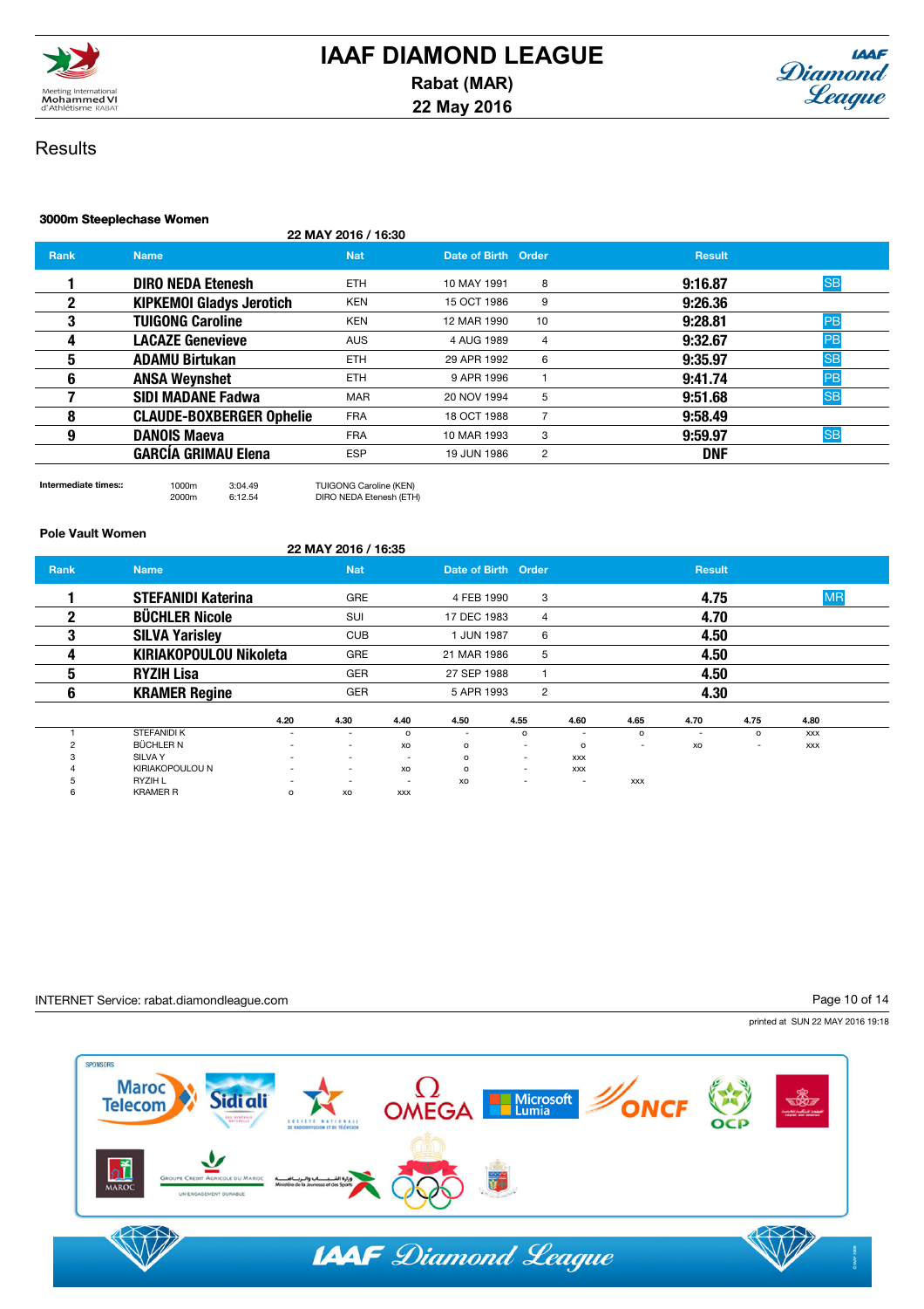### 3000m Steeplechase Women

22 MAY 2016 / 16:30

| Rank | Name | Nat | Date of Birth | Order | Result | |
|---|---|---|---|---|---|---|
| 1 | **DIRO NEDA Etenesh** | ETH | 10 MAY 1991 | 8 | **9:16.87** | SB |
| 2 | **KIPKEMOI Gladys Jerotich** | KEN | 15 OCT 1986 | 9 | **9:26.36** | |
| 3 | **TUIGONG Caroline** | KEN | 12 MAR 1990 | 10 | **9:28.81** | PB |
| 4 | **LACAZE Genevieve** | AUS | 4 AUG 1989 | 4 | **9:32.67** | PB |
| 5 | **ADAMU Birtukan** | ETH | 29 APR 1992 | 6 | **9:35.97** | SB |
| 6 | **ANSA Weynshet** | ETH | 9 APR 1996 | 1 | **9:41.74** | PB |
| 7 | **SIDI MADANE Fadwa** | MAR | 20 NOV 1994 | 5 | **9:51.68** | SB |
| 8 | **CLAUDE-BOXBERGER Ophelie** | FRA | 18 OCT 1988 | 7 | **9:58.49** | |
| 9 | **DANOIS Maeva** | FRA | 10 MAR 1993 | 3 | **9:59.97** | SB |
| | **GARCÍA GRIMAU Elena** | ESP | 19 JUN 1986 | 2 | **DNF** | |

**Intermediate times::**

| | | |
|---|---|---|
| 1000m | 3:04.49 | TUIGONG Caroline (KEN) |
| 2000m | 6:12.54 | DIRO NEDA Etenesh (ETH) |

### Pole Vault Women

22 MAY 2016 / 16:35

| Rank | Name | Nat | Date of Birth | Order | Result | |
|---|---|---|---|---|---|---|
| 1 | **STEFANIDI Katerina** | GRE | 4 FEB 1990 | 3 | **4.75** | MR |
| 2 | **BÜCHLER Nicole** | SUI | 17 DEC 1983 | 4 | **4.70** | |
| 3 | **SILVA Yarisley** | CUB | 1 JUN 1987 | 6 | **4.50** | |
| 4 | **KIRIAKOPOULOU Nikoleta** | GRE | 21 MAR 1986 | 5 | **4.50** | |
| 5 | **RYZIH Lisa** | GER | 27 SEP 1988 | 1 | **4.50** | |
| 6 | **KRAMER Regine** | GER | 5 APR 1993 | 2 | **4.30** | |

| | | 4.20 | 4.30 | 4.40 | 4.50 | 4.55 | 4.60 | 4.65 | 4.70 | 4.75 | 4.80 |
|---|---|---|---|---|---|---|---|---|---|---|---|
| 1 | STEFANIDI K | - | - | o | - | o | - | o | - | o | xxx |
| 2 | BÜCHLER N | - | - | xo | o | - | o | - | xo | - | xxx |
| 3 | SILVA Y | - | - | - | o | - | xxx | | | | |
| 4 | KIRIAKOPOULOU N | - | - | xo | o | - | xxx | | | | |
| 5 | RYZIH L | - | - | - | xo | - | - | xxx | | | |
| 6 | KRAMER R | o | xo | xxx | | | | | | | |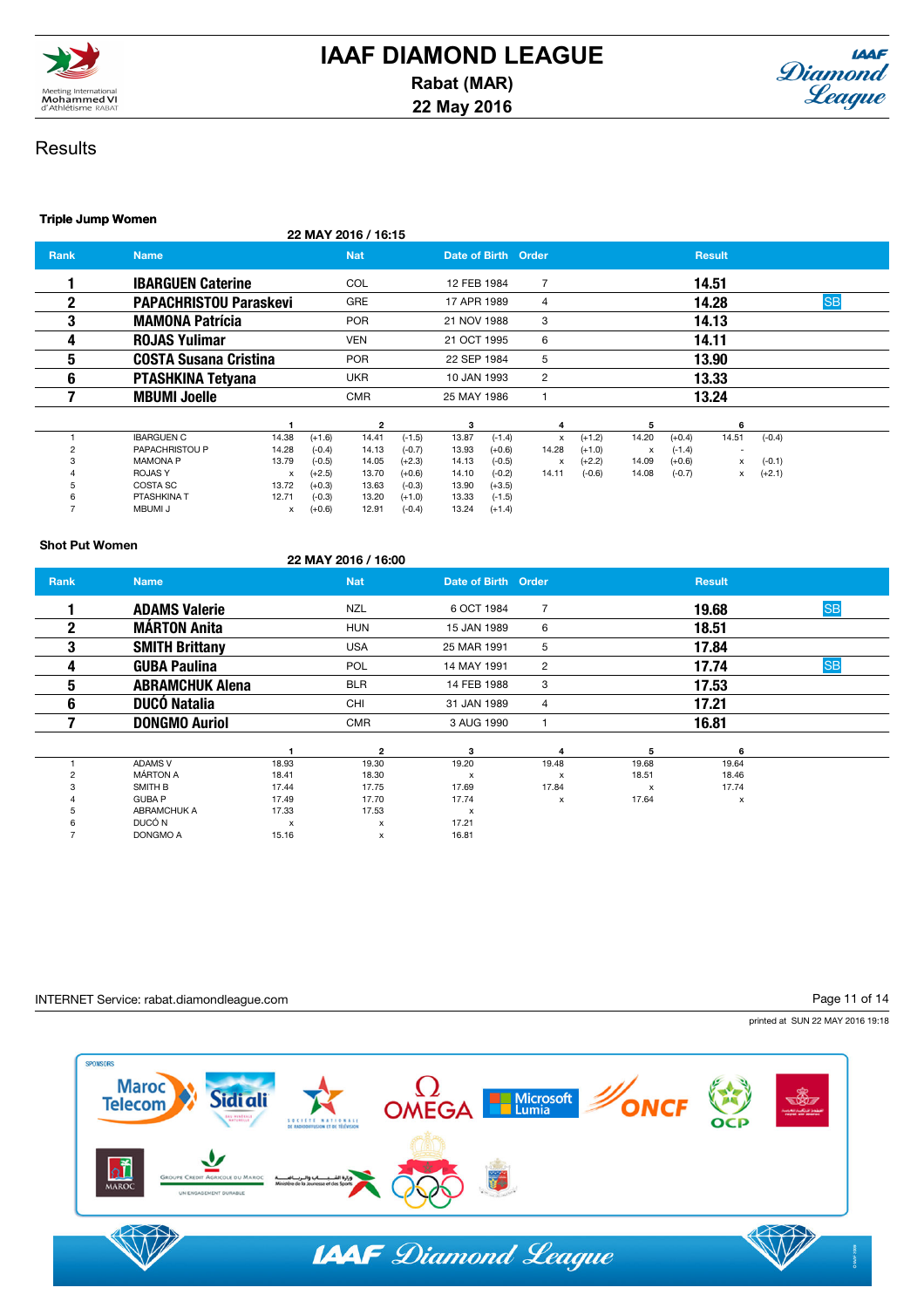# IAAF DIAMOND LEAGUE

**Rabat (MAR)**

**22 May 2016**

## Results

### Triple Jump Women

22 MAY 2016 / 16:15

| Rank | Name | Nat | Date of Birth | Order | Result | |
|---|---|---|---|---|---|---|
| 1 | IBARGUEN Caterine | COL | 12 FEB 1984 | 7 | 14.51 | |
| 2 | PAPACHRISTOU Paraskevi | GRE | 17 APR 1989 | 4 | 14.28 | SB |
| 3 | MAMONA Patrícia | POR | 21 NOV 1988 | 3 | 14.13 | |
| 4 | ROJAS Yulimar | VEN | 21 OCT 1995 | 6 | 14.11 | |
| 5 | COSTA Susana Cristina | POR | 22 SEP 1984 | 5 | 13.90 | |
| 6 | PTASHKINA Tetyana | UKR | 10 JAN 1993 | 2 | 13.33 | |
| 7 | MBUMI Joelle | CMR | 25 MAY 1986 | 1 | 13.24 | |

| | | 1 | | 2 | | 3 | | 4 | | 5 | | 6 | |
|---|---|---|---|---|---|---|---|---|---|---|---|---|---|
| 1 | IBARGUEN C | 14.38 | (+1.6) | 14.41 | (-1.5) | 13.87 | (-1.4) | x | (+1.2) | 14.20 | (+0.4) | 14.51 | (-0.4) |
| 2 | PAPACHRISTOU P | 14.28 | (-0.4) | 14.13 | (-0.7) | 13.93 | (+0.6) | 14.28 | (+1.0) | x | (-1.4) | - | |
| 3 | MAMONA P | 13.79 | (-0.5) | 14.05 | (+2.3) | 14.13 | (-0.5) | x | (+2.2) | 14.09 | (+0.6) | x | (-0.1) |
| 4 | ROJAS Y | x | (+2.5) | 13.70 | (+0.6) | 14.10 | (-0.2) | 14.11 | (-0.6) | 14.08 | (-0.7) | x | (+2.1) |
| 5 | COSTA SC | 13.72 | (+0.3) | 13.63 | (-0.3) | 13.90 | (+3.5) | | | | | | |
| 6 | PTASHKINA T | 12.71 | (-0.3) | 13.20 | (+1.0) | 13.33 | (-1.5) | | | | | | |
| 7 | MBUMI J | x | (+0.6) | 12.91 | (-0.4) | 13.24 | (+1.4) | | | | | | |

### Shot Put Women

22 MAY 2016 / 16:00

| Rank | Name | Nat | Date of Birth | Order | Result | |
|---|---|---|---|---|---|---|
| 1 | ADAMS Valerie | NZL | 6 OCT 1984 | 7 | 19.68 | SB |
| 2 | MÁRTON Anita | HUN | 15 JAN 1989 | 6 | 18.51 | |
| 3 | SMITH Brittany | USA | 25 MAR 1991 | 5 | 17.84 | |
| 4 | GUBA Paulina | POL | 14 MAY 1991 | 2 | 17.74 | SB |
| 5 | ABRAMCHUK Alena | BLR | 14 FEB 1988 | 3 | 17.53 | |
| 6 | DUCÓ Natalia | CHI | 31 JAN 1989 | 4 | 17.21 | |
| 7 | DONGMO Auriol | CMR | 3 AUG 1990 | 1 | 16.81 | |

| | | 1 | 2 | 3 | 4 | 5 | 6 |
|---|---|---|---|---|---|---|---|
| 1 | ADAMS V | 18.93 | 19.30 | 19.20 | 19.48 | 19.68 | 19.64 |
| 2 | MÁRTON A | 18.41 | 18.30 | x | x | 18.51 | 18.46 |
| 3 | SMITH B | 17.44 | 17.75 | 17.69 | 17.84 | x | 17.74 |
| 4 | GUBA P | 17.49 | 17.70 | 17.74 | x | 17.64 | x |
| 5 | ABRAMCHUK A | 17.33 | 17.53 | x | | | |
| 6 | DUCÓ N | x | x | 17.21 | | | |
| 7 | DONGMO A | 15.16 | x | 16.81 | | | |

INTERNET Service: rabat.diamondleague.com

printed at SUN 22 MAY 2016 19:18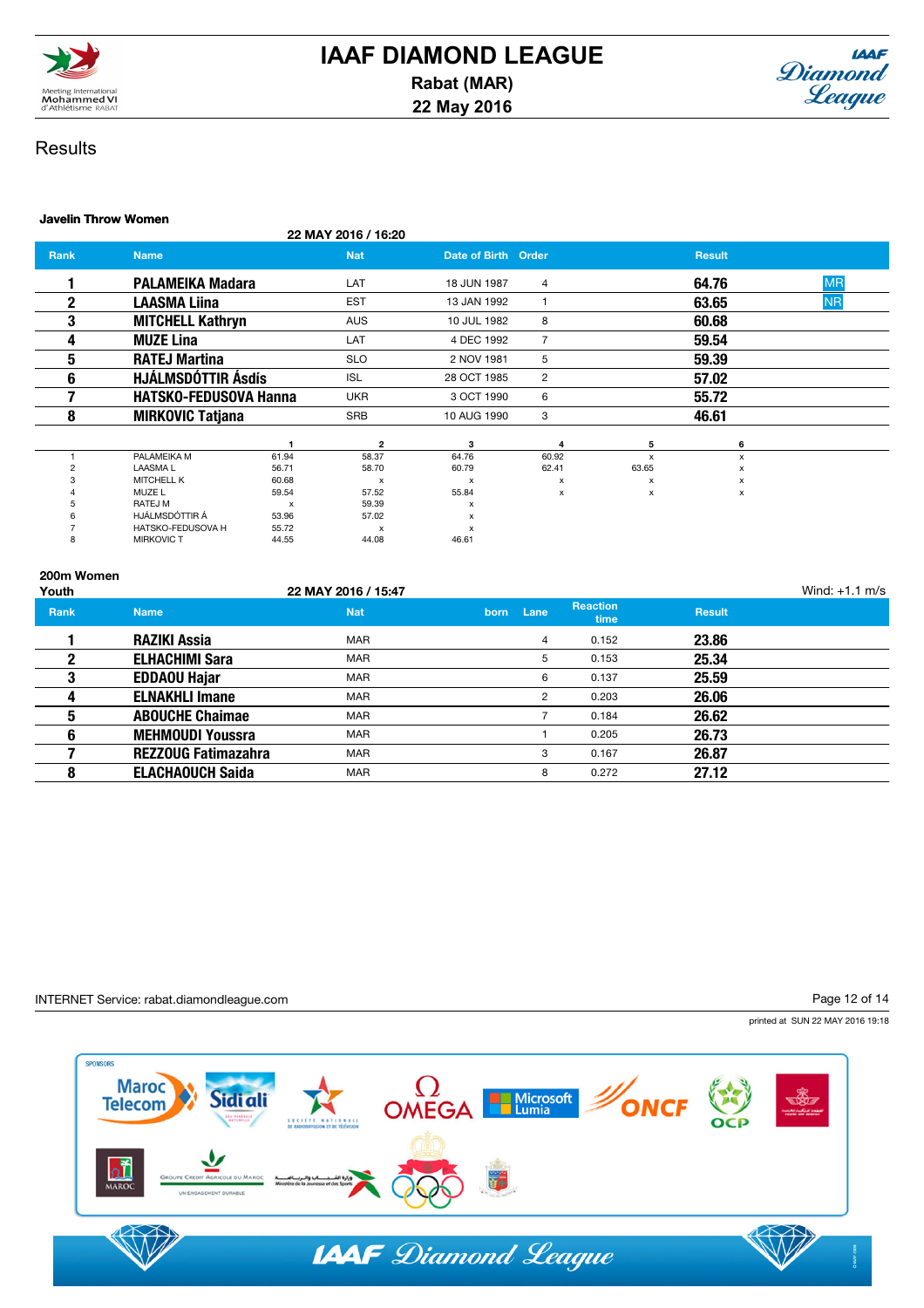# IAAF DIAMOND LEAGUE

**Rabat (MAR)**

**22 May 2016**

## Results

### Javelin Throw Women

22 MAY 2016 / 16:20

| Rank | Name | Nat | Date of Birth | Order | Result | |
|---|---|---|---|---|---|---|
| 1 | PALAMEIKA Madara | LAT | 18 JUN 1987 | 4 | 64.76 | MR |
| 2 | LAASMA Liina | EST | 13 JAN 1992 | 1 | 63.65 | NR |
| 3 | MITCHELL Kathryn | AUS | 10 JUL 1982 | 8 | 60.68 | |
| 4 | MUZE Lina | LAT | 4 DEC 1992 | 7 | 59.54 | |
| 5 | RATEJ Martina | SLO | 2 NOV 1981 | 5 | 59.39 | |
| 6 | HJÁLMSDÓTTIR Ásdís | ISL | 28 OCT 1985 | 2 | 57.02 | |
| 7 | HATSKO-FEDUSOVA Hanna | UKR | 3 OCT 1990 | 6 | 55.72 | |
| 8 | MIRKOVIC Tatjana | SRB | 10 AUG 1990 | 3 | 46.61 | |

| | | 1 | 2 | 3 | 4 | 5 | 6 |
|---|---|---|---|---|---|---|---|
| 1 | PALAMEIKA M | 61.94 | 58.37 | 64.76 | 60.92 | x | x |
| 2 | LAASMA L | 56.71 | 58.70 | 60.79 | 62.41 | 63.65 | x |
| 3 | MITCHELL K | 60.68 | x | x | x | x | x |
| 4 | MUZE L | 59.54 | 57.52 | 55.84 | x | x | x |
| 5 | RATEJ M | x | 59.39 | x | | | |
| 6 | HJÁLMSDÓTTIR Á | 53.96 | 57.02 | x | | | |
| 7 | HATSKO-FEDUSOVA H | 55.72 | x | x | | | |
| 8 | MIRKOVIC T | 44.55 | 44.08 | 46.61 | | | |

### 200m Women Youth

22 MAY 2016 / 15:47

Wind: +1.1 m/s

| Rank | Name | Nat | born | Lane | Reaction time | Result |
|---|---|---|---|---|---|---|
| 1 | RAZIKI Assia | MAR | | 4 | 0.152 | 23.86 |
| 2 | ELHACHIMI Sara | MAR | | 5 | 0.153 | 25.34 |
| 3 | EDDAOU Hajar | MAR | | 6 | 0.137 | 25.59 |
| 4 | ELNAKHLI Imane | MAR | | 2 | 0.203 | 26.06 |
| 5 | ABOUCHE Chaimae | MAR | | 7 | 0.184 | 26.62 |
| 6 | MEHMOUDI Youssra | MAR | | 1 | 0.205 | 26.73 |
| 7 | REZZOUG Fatimazahra | MAR | | 3 | 0.167 | 26.87 |
| 8 | ELACHAOUCH Saida | MAR | | 8 | 0.272 | 27.12 |

INTERNET Service: rabat.diamondleague.com

printed at SUN 22 MAY 2016 19:18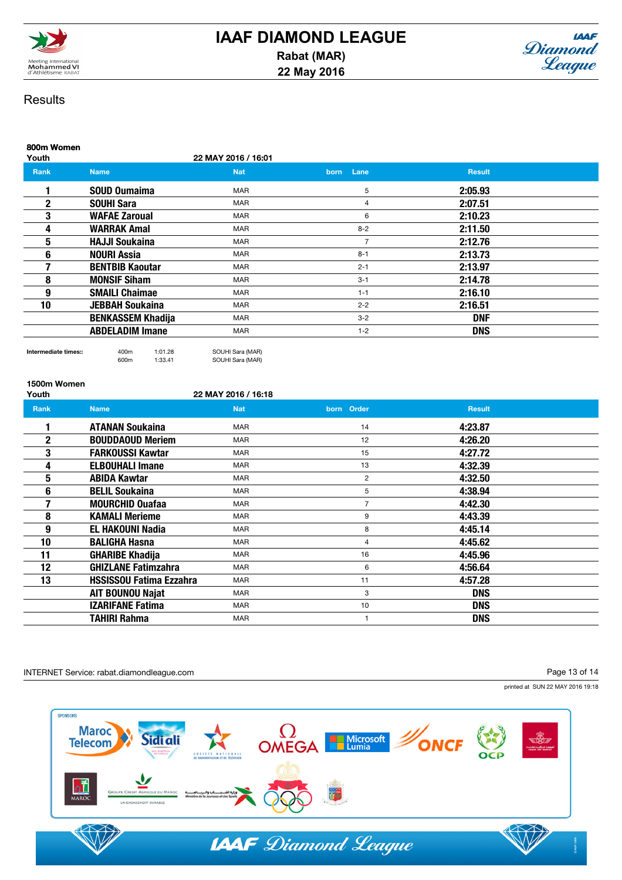# IAAF DIAMOND LEAGUE

**Rabat (MAR)**

**22 May 2016**

## Results

### 800m Women

Youth — 22 MAY 2016 / 16:01

| Rank | Name | Nat | born | Lane | Result |
|---|---|---|---|---|---|
| 1 | SOUD Oumaima | MAR | | 5 | 2:05.93 |
| 2 | SOUHI Sara | MAR | | 4 | 2:07.51 |
| 3 | WAFAE Zaroual | MAR | | 6 | 2:10.23 |
| 4 | WARRAK Amal | MAR | | 8-2 | 2:11.50 |
| 5 | HAJJI Soukaina | MAR | | 7 | 2:12.76 |
| 6 | NOURI Assia | MAR | | 8-1 | 2:13.73 |
| 7 | BENTBIB Kaoutar | MAR | | 2-1 | 2:13.97 |
| 8 | MONSIF Siham | MAR | | 3-1 | 2:14.78 |
| 9 | SMAILI Chaimae | MAR | | 1-1 | 2:16.10 |
| 10 | JEBBAH Soukaina | MAR | | 2-2 | 2:16.51 |
| | BENKASSEM Khadija | MAR | | 3-2 | DNF |
| | ABDELADIM Imane | MAR | | 1-2 | DNS |

Intermediate times::

| | | |
|---|---|---|
| 400m | 1:01.28 | SOUHI Sara (MAR) |
| 600m | 1:33.41 | SOUHI Sara (MAR) |

### 1500m Women

Youth — 22 MAY 2016 / 16:18

| Rank | Name | Nat | born | Order | Result |
|---|---|---|---|---|---|
| 1 | ATANAN Soukaina | MAR | | 14 | 4:23.87 |
| 2 | BOUDDAOUD Meriem | MAR | | 12 | 4:26.20 |
| 3 | FARKOUSSI Kawtar | MAR | | 15 | 4:27.72 |
| 4 | ELBOUHALI Imane | MAR | | 13 | 4:32.39 |
| 5 | ABIDA Kawtar | MAR | | 2 | 4:32.50 |
| 6 | BELIL Soukaina | MAR | | 5 | 4:38.94 |
| 7 | MOURCHID Ouafaa | MAR | | 7 | 4:42.30 |
| 8 | KAMALI Merieme | MAR | | 9 | 4:43.39 |
| 9 | EL HAKOUNI Nadia | MAR | | 8 | 4:45.14 |
| 10 | BALIGHA Hasna | MAR | | 4 | 4:45.62 |
| 11 | GHARIBE Khadija | MAR | | 16 | 4:45.96 |
| 12 | GHIZLANE Fatimzahra | MAR | | 6 | 4:56.64 |
| 13 | HSSISSOU Fatima Ezzahra | MAR | | 11 | 4:57.28 |
| | AIT BOUNOU Najat | MAR | | 3 | DNS |
| | IZARIFANE Fatima | MAR | | 10 | DNS |
| | TAHIRI Rahma | MAR | | 1 | DNS |

INTERNET Service: rabat.diamondleague.com

printed at SUN 22 MAY 2016 19:18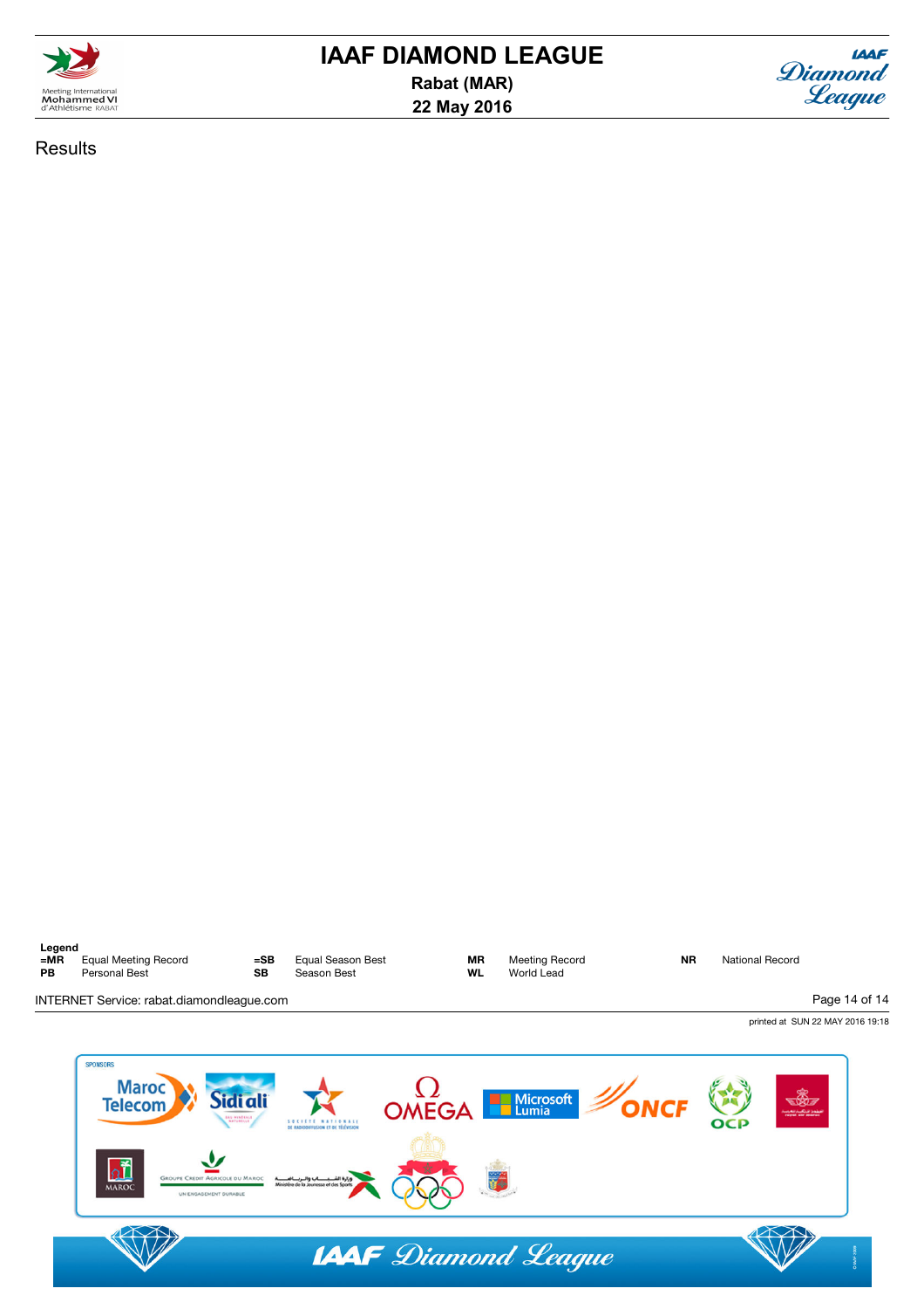Results

**Legend**

| | | | | | | | |
|---|---|---|---|---|---|---|---|
| **=MR** | Equal Meeting Record | **=SB** | Equal Season Best | **MR** | Meeting Record | **NR** | National Record |
| **PB** | Personal Best | **SB** | Season Best | **WL** | World Lead | | |

INTERNET Service: rabat.diamondleague.com

printed at SUN 22 MAY 2016 19:18